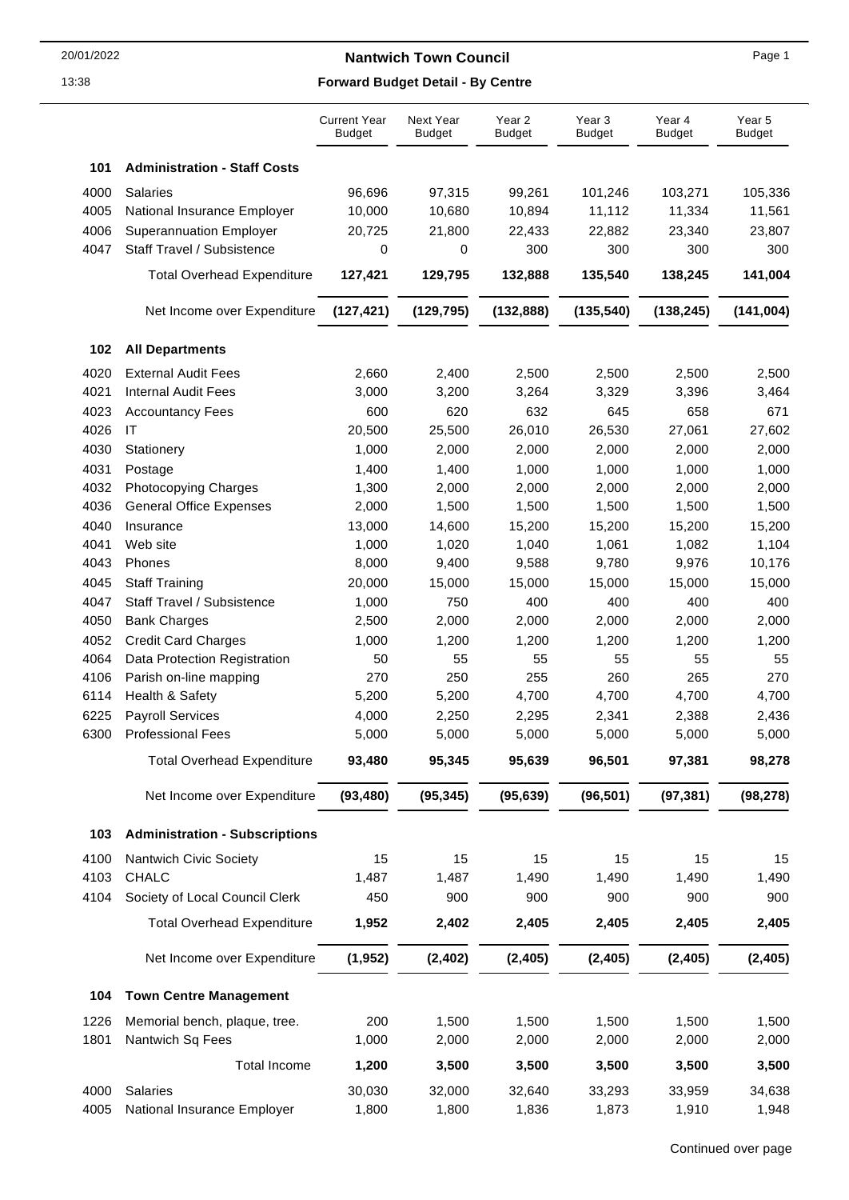# Nantwich Town Council

## Forward Budget Detail - By Centre

20/01/2022 13:38

| | | Current Year Budget | Next Year Budget | Year 2 Budget | Year 3 Budget | Year 4 Budget | Year 5 Budget |
|---|---|---|---|---|---|---|---|
| **101** | **Administration - Staff Costs** | | | | | | |
| 4000 | Salaries | 96,696 | 97,315 | 99,261 | 101,246 | 103,271 | 105,336 |
| 4005 | National Insurance Employer | 10,000 | 10,680 | 10,894 | 11,112 | 11,334 | 11,561 |
| 4006 | Superannuation Employer | 20,725 | 21,800 | 22,433 | 22,882 | 23,340 | 23,807 |
| 4047 | Staff Travel / Subsistence | 0 | 0 | 300 | 300 | 300 | 300 |
| | Total Overhead Expenditure | **127,421** | **129,795** | **132,888** | **135,540** | **138,245** | **141,004** |
| | Net Income over Expenditure | **(127,421)** | **(129,795)** | **(132,888)** | **(135,540)** | **(138,245)** | **(141,004)** |
| **102** | **All Departments** | | | | | | |
| 4020 | External Audit Fees | 2,660 | 2,400 | 2,500 | 2,500 | 2,500 | 2,500 |
| 4021 | Internal Audit Fees | 3,000 | 3,200 | 3,264 | 3,329 | 3,396 | 3,464 |
| 4023 | Accountancy Fees | 600 | 620 | 632 | 645 | 658 | 671 |
| 4026 | IT | 20,500 | 25,500 | 26,010 | 26,530 | 27,061 | 27,602 |
| 4030 | Stationery | 1,000 | 2,000 | 2,000 | 2,000 | 2,000 | 2,000 |
| 4031 | Postage | 1,400 | 1,400 | 1,000 | 1,000 | 1,000 | 1,000 |
| 4032 | Photocopying Charges | 1,300 | 2,000 | 2,000 | 2,000 | 2,000 | 2,000 |
| 4036 | General Office Expenses | 2,000 | 1,500 | 1,500 | 1,500 | 1,500 | 1,500 |
| 4040 | Insurance | 13,000 | 14,600 | 15,200 | 15,200 | 15,200 | 15,200 |
| 4041 | Web site | 1,000 | 1,020 | 1,040 | 1,061 | 1,082 | 1,104 |
| 4043 | Phones | 8,000 | 9,400 | 9,588 | 9,780 | 9,976 | 10,176 |
| 4045 | Staff Training | 20,000 | 15,000 | 15,000 | 15,000 | 15,000 | 15,000 |
| 4047 | Staff Travel / Subsistence | 1,000 | 750 | 400 | 400 | 400 | 400 |
| 4050 | Bank Charges | 2,500 | 2,000 | 2,000 | 2,000 | 2,000 | 2,000 |
| 4052 | Credit Card Charges | 1,000 | 1,200 | 1,200 | 1,200 | 1,200 | 1,200 |
| 4064 | Data Protection Registration | 50 | 55 | 55 | 55 | 55 | 55 |
| 4106 | Parish on-line mapping | 270 | 250 | 255 | 260 | 265 | 270 |
| 6114 | Health & Safety | 5,200 | 5,200 | 4,700 | 4,700 | 4,700 | 4,700 |
| 6225 | Payroll Services | 4,000 | 2,250 | 2,295 | 2,341 | 2,388 | 2,436 |
| 6300 | Professional Fees | 5,000 | 5,000 | 5,000 | 5,000 | 5,000 | 5,000 |
| | Total Overhead Expenditure | **93,480** | **95,345** | **95,639** | **96,501** | **97,381** | **98,278** |
| | Net Income over Expenditure | **(93,480)** | **(95,345)** | **(95,639)** | **(96,501)** | **(97,381)** | **(98,278)** |
| **103** | **Administration - Subscriptions** | | | | | | |
| 4100 | Nantwich Civic Society | 15 | 15 | 15 | 15 | 15 | 15 |
| 4103 | CHALC | 1,487 | 1,487 | 1,490 | 1,490 | 1,490 | 1,490 |
| 4104 | Society of Local Council Clerk | 450 | 900 | 900 | 900 | 900 | 900 |
| | Total Overhead Expenditure | **1,952** | **2,402** | **2,405** | **2,405** | **2,405** | **2,405** |
| | Net Income over Expenditure | **(1,952)** | **(2,402)** | **(2,405)** | **(2,405)** | **(2,405)** | **(2,405)** |
| **104** | **Town Centre Management** | | | | | | |
| 1226 | Memorial bench, plaque, tree. | 200 | 1,500 | 1,500 | 1,500 | 1,500 | 1,500 |
| 1801 | Nantwich Sq Fees | 1,000 | 2,000 | 2,000 | 2,000 | 2,000 | 2,000 |
| | Total Income | **1,200** | **3,500** | **3,500** | **3,500** | **3,500** | **3,500** |
| 4000 | Salaries | 30,030 | 32,000 | 32,640 | 33,293 | 33,959 | 34,638 |
| 4005 | National Insurance Employer | 1,800 | 1,800 | 1,836 | 1,873 | 1,910 | 1,948 |

Continued over page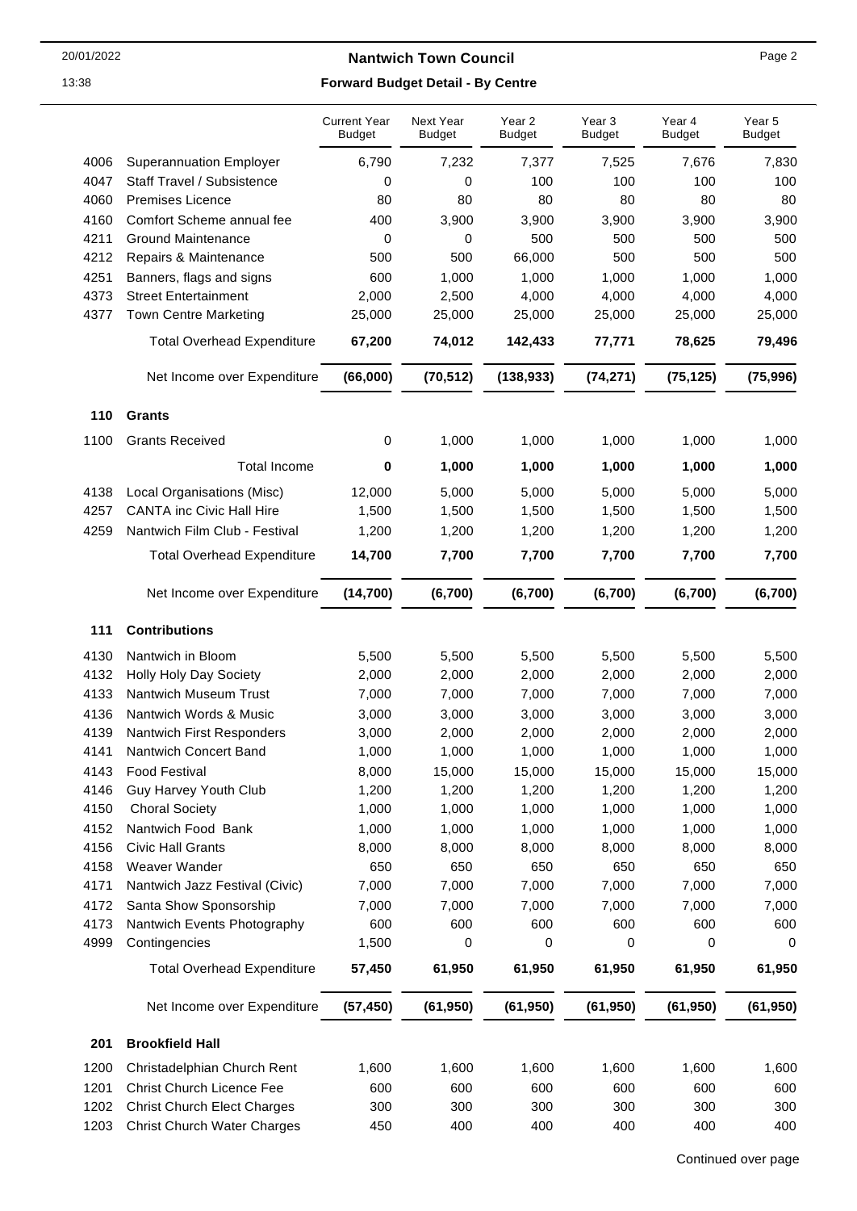# Nantwich Town Council

## Forward Budget Detail - By Centre

| | | Current Year Budget | Next Year Budget | Year 2 Budget | Year 3 Budget | Year 4 Budget | Year 5 Budget |
|---|---|---|---|---|---|---|---|
| 4006 | Superannuation Employer | 6,790 | 7,232 | 7,377 | 7,525 | 7,676 | 7,830 |
| 4047 | Staff Travel / Subsistence | 0 | 0 | 100 | 100 | 100 | 100 |
| 4060 | Premises Licence | 80 | 80 | 80 | 80 | 80 | 80 |
| 4160 | Comfort Scheme annual fee | 400 | 3,900 | 3,900 | 3,900 | 3,900 | 3,900 |
| 4211 | Ground Maintenance | 0 | 0 | 500 | 500 | 500 | 500 |
| 4212 | Repairs & Maintenance | 500 | 500 | 66,000 | 500 | 500 | 500 |
| 4251 | Banners, flags and signs | 600 | 1,000 | 1,000 | 1,000 | 1,000 | 1,000 |
| 4373 | Street Entertainment | 2,000 | 2,500 | 4,000 | 4,000 | 4,000 | 4,000 |
| 4377 | Town Centre Marketing | 25,000 | 25,000 | 25,000 | 25,000 | 25,000 | 25,000 |
| | Total Overhead Expenditure | **67,200** | **74,012** | **142,433** | **77,771** | **78,625** | **79,496** |
| | Net Income over Expenditure | **(66,000)** | **(70,512)** | **(138,933)** | **(74,271)** | **(75,125)** | **(75,996)** |
| **110** | **Grants** | | | | | | |
| 1100 | Grants Received | 0 | 1,000 | 1,000 | 1,000 | 1,000 | 1,000 |
| | Total Income | **0** | **1,000** | **1,000** | **1,000** | **1,000** | **1,000** |
| 4138 | Local Organisations (Misc) | 12,000 | 5,000 | 5,000 | 5,000 | 5,000 | 5,000 |
| 4257 | CANTA inc Civic Hall Hire | 1,500 | 1,500 | 1,500 | 1,500 | 1,500 | 1,500 |
| 4259 | Nantwich Film Club - Festival | 1,200 | 1,200 | 1,200 | 1,200 | 1,200 | 1,200 |
| | Total Overhead Expenditure | **14,700** | **7,700** | **7,700** | **7,700** | **7,700** | **7,700** |
| | Net Income over Expenditure | **(14,700)** | **(6,700)** | **(6,700)** | **(6,700)** | **(6,700)** | **(6,700)** |
| **111** | **Contributions** | | | | | | |
| 4130 | Nantwich in Bloom | 5,500 | 5,500 | 5,500 | 5,500 | 5,500 | 5,500 |
| 4132 | Holly Holy Day Society | 2,000 | 2,000 | 2,000 | 2,000 | 2,000 | 2,000 |
| 4133 | Nantwich Museum Trust | 7,000 | 7,000 | 7,000 | 7,000 | 7,000 | 7,000 |
| 4136 | Nantwich Words & Music | 3,000 | 3,000 | 3,000 | 3,000 | 3,000 | 3,000 |
| 4139 | Nantwich First Responders | 3,000 | 2,000 | 2,000 | 2,000 | 2,000 | 2,000 |
| 4141 | Nantwich Concert Band | 1,000 | 1,000 | 1,000 | 1,000 | 1,000 | 1,000 |
| 4143 | Food Festival | 8,000 | 15,000 | 15,000 | 15,000 | 15,000 | 15,000 |
| 4146 | Guy Harvey Youth Club | 1,200 | 1,200 | 1,200 | 1,200 | 1,200 | 1,200 |
| 4150 | Choral Society | 1,000 | 1,000 | 1,000 | 1,000 | 1,000 | 1,000 |
| 4152 | Nantwich Food Bank | 1,000 | 1,000 | 1,000 | 1,000 | 1,000 | 1,000 |
| 4156 | Civic Hall Grants | 8,000 | 8,000 | 8,000 | 8,000 | 8,000 | 8,000 |
| 4158 | Weaver Wander | 650 | 650 | 650 | 650 | 650 | 650 |
| 4171 | Nantwich Jazz Festival (Civic) | 7,000 | 7,000 | 7,000 | 7,000 | 7,000 | 7,000 |
| 4172 | Santa Show Sponsorship | 7,000 | 7,000 | 7,000 | 7,000 | 7,000 | 7,000 |
| 4173 | Nantwich Events Photography | 600 | 600 | 600 | 600 | 600 | 600 |
| 4999 | Contingencies | 1,500 | 0 | 0 | 0 | 0 | 0 |
| | Total Overhead Expenditure | **57,450** | **61,950** | **61,950** | **61,950** | **61,950** | **61,950** |
| | Net Income over Expenditure | **(57,450)** | **(61,950)** | **(61,950)** | **(61,950)** | **(61,950)** | **(61,950)** |
| **201** | **Brookfield Hall** | | | | | | |
| 1200 | Christadelphian Church Rent | 1,600 | 1,600 | 1,600 | 1,600 | 1,600 | 1,600 |
| 1201 | Christ Church Licence Fee | 600 | 600 | 600 | 600 | 600 | 600 |
| 1202 | Christ Church Elect Charges | 300 | 300 | 300 | 300 | 300 | 300 |
| 1203 | Christ Church Water Charges | 450 | 400 | 400 | 400 | 400 | 400 |

Continued over page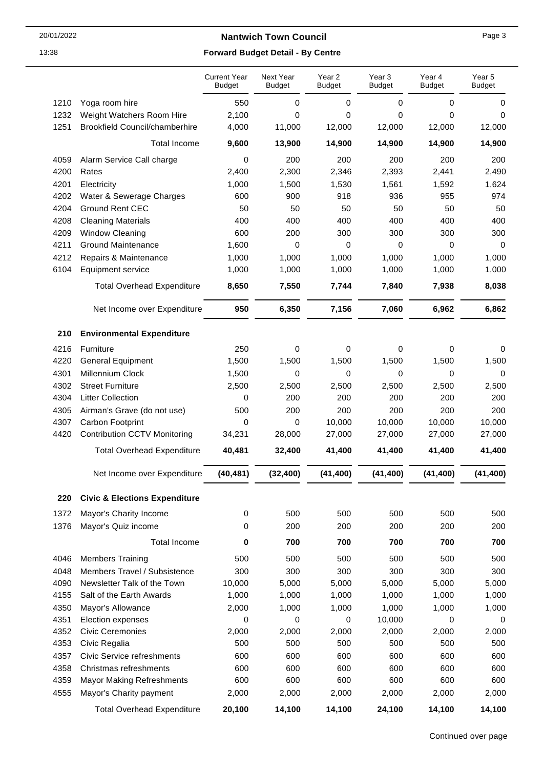# Nantwich Town Council

## Forward Budget Detail - By Centre

| | | Current Year Budget | Next Year Budget | Year 2 Budget | Year 3 Budget | Year 4 Budget | Year 5 Budget |
|---|---|---|---|---|---|---|---|
| 1210 | Yoga room hire | 550 | 0 | 0 | 0 | 0 | 0 |
| 1232 | Weight Watchers Room Hire | 2,100 | 0 | 0 | 0 | 0 | 0 |
| 1251 | Brookfield Council/chamberhire | 4,000 | 11,000 | 12,000 | 12,000 | 12,000 | 12,000 |
| | Total Income | **9,600** | **13,900** | **14,900** | **14,900** | **14,900** | **14,900** |
| 4059 | Alarm Service Call charge | 0 | 200 | 200 | 200 | 200 | 200 |
| 4200 | Rates | 2,400 | 2,300 | 2,346 | 2,393 | 2,441 | 2,490 |
| 4201 | Electricity | 1,000 | 1,500 | 1,530 | 1,561 | 1,592 | 1,624 |
| 4202 | Water & Sewerage Charges | 600 | 900 | 918 | 936 | 955 | 974 |
| 4204 | Ground Rent CEC | 50 | 50 | 50 | 50 | 50 | 50 |
| 4208 | Cleaning Materials | 400 | 400 | 400 | 400 | 400 | 400 |
| 4209 | Window Cleaning | 600 | 200 | 300 | 300 | 300 | 300 |
| 4211 | Ground Maintenance | 1,600 | 0 | 0 | 0 | 0 | 0 |
| 4212 | Repairs & Maintenance | 1,000 | 1,000 | 1,000 | 1,000 | 1,000 | 1,000 |
| 6104 | Equipment service | 1,000 | 1,000 | 1,000 | 1,000 | 1,000 | 1,000 |
| | Total Overhead Expenditure | **8,650** | **7,550** | **7,744** | **7,840** | **7,938** | **8,038** |
| | Net Income over Expenditure | **950** | **6,350** | **7,156** | **7,060** | **6,962** | **6,862** |
| **210** | **Environmental Expenditure** | | | | | | |
| 4216 | Furniture | 250 | 0 | 0 | 0 | 0 | 0 |
| 4220 | General Equipment | 1,500 | 1,500 | 1,500 | 1,500 | 1,500 | 1,500 |
| 4301 | Millennium Clock | 1,500 | 0 | 0 | 0 | 0 | 0 |
| 4302 | Street Furniture | 2,500 | 2,500 | 2,500 | 2,500 | 2,500 | 2,500 |
| 4304 | Litter Collection | 0 | 200 | 200 | 200 | 200 | 200 |
| 4305 | Airman's Grave (do not use) | 500 | 200 | 200 | 200 | 200 | 200 |
| 4307 | Carbon Footprint | 0 | 0 | 10,000 | 10,000 | 10,000 | 10,000 |
| 4420 | Contribution CCTV Monitoring | 34,231 | 28,000 | 27,000 | 27,000 | 27,000 | 27,000 |
| | Total Overhead Expenditure | **40,481** | **32,400** | **41,400** | **41,400** | **41,400** | **41,400** |
| | Net Income over Expenditure | **(40,481)** | **(32,400)** | **(41,400)** | **(41,400)** | **(41,400)** | **(41,400)** |
| **220** | **Civic & Elections Expenditure** | | | | | | |
| 1372 | Mayor's Charity Income | 0 | 500 | 500 | 500 | 500 | 500 |
| 1376 | Mayor's Quiz income | 0 | 200 | 200 | 200 | 200 | 200 |
| | Total Income | **0** | **700** | **700** | **700** | **700** | **700** |
| 4046 | Members Training | 500 | 500 | 500 | 500 | 500 | 500 |
| 4048 | Members Travel / Subsistence | 300 | 300 | 300 | 300 | 300 | 300 |
| 4090 | Newsletter Talk of the Town | 10,000 | 5,000 | 5,000 | 5,000 | 5,000 | 5,000 |
| 4155 | Salt of the Earth Awards | 1,000 | 1,000 | 1,000 | 1,000 | 1,000 | 1,000 |
| 4350 | Mayor's Allowance | 2,000 | 1,000 | 1,000 | 1,000 | 1,000 | 1,000 |
| 4351 | Election expenses | 0 | 0 | 0 | 10,000 | 0 | 0 |
| 4352 | Civic Ceremonies | 2,000 | 2,000 | 2,000 | 2,000 | 2,000 | 2,000 |
| 4353 | Civic Regalia | 500 | 500 | 500 | 500 | 500 | 500 |
| 4357 | Civic Service refreshments | 600 | 600 | 600 | 600 | 600 | 600 |
| 4358 | Christmas refreshments | 600 | 600 | 600 | 600 | 600 | 600 |
| 4359 | Mayor Making Refreshments | 600 | 600 | 600 | 600 | 600 | 600 |
| 4555 | Mayor's Charity payment | 2,000 | 2,000 | 2,000 | 2,000 | 2,000 | 2,000 |
| | Total Overhead Expenditure | **20,100** | **14,100** | **14,100** | **24,100** | **14,100** | **14,100** |

Continued over page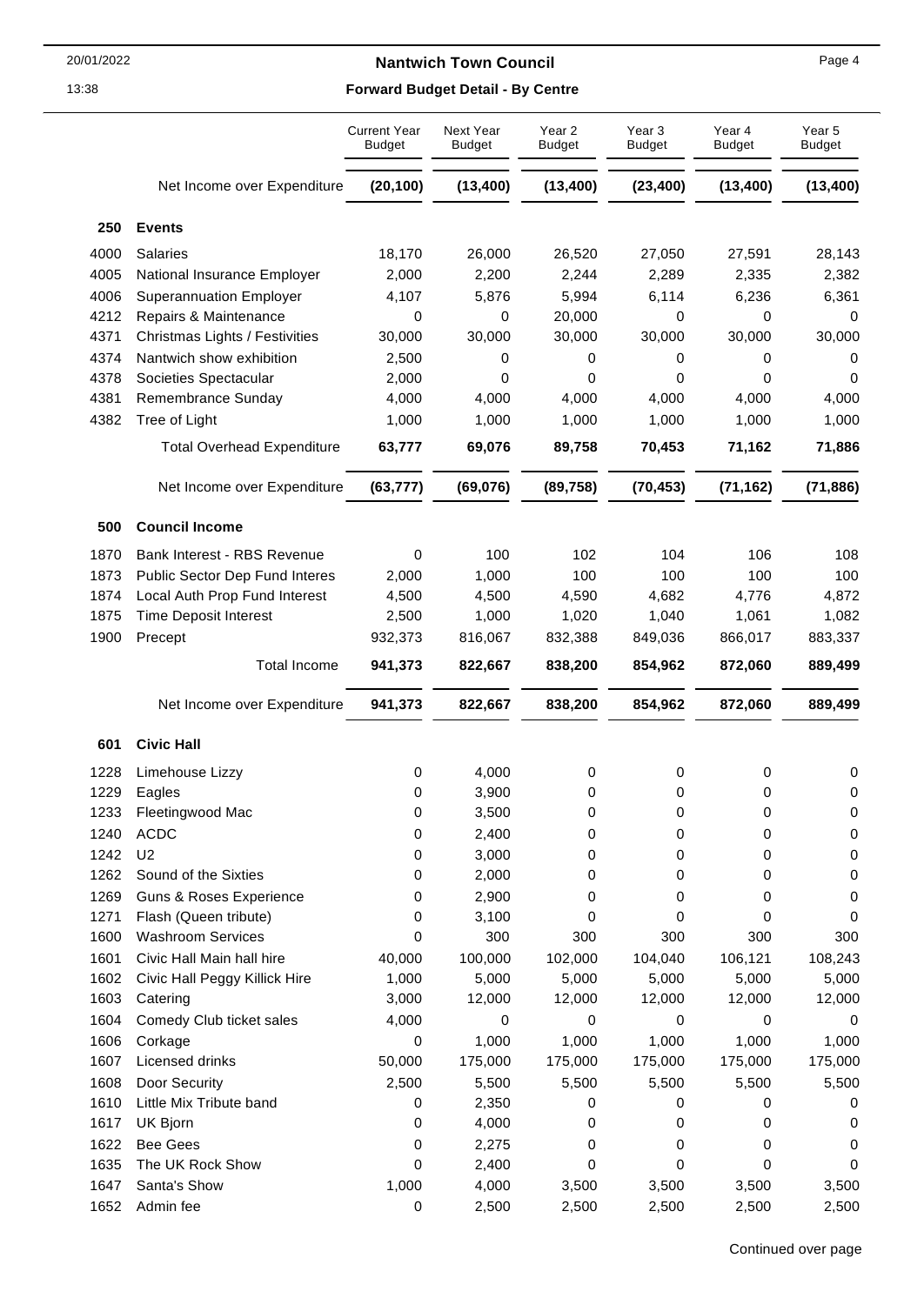## Nantwich Town Council

### Forward Budget Detail - By Centre

| | | Current Year Budget | Next Year Budget | Year 2 Budget | Year 3 Budget | Year 4 Budget | Year 5 Budget |
|---|---|---|---|---|---|---|---|
| | Net Income over Expenditure | **(20,100)** | **(13,400)** | **(13,400)** | **(23,400)** | **(13,400)** | **(13,400)** |
| **250** | **Events** | | | | | | |
| 4000 | Salaries | 18,170 | 26,000 | 26,520 | 27,050 | 27,591 | 28,143 |
| 4005 | National Insurance Employer | 2,000 | 2,200 | 2,244 | 2,289 | 2,335 | 2,382 |
| 4006 | Superannuation Employer | 4,107 | 5,876 | 5,994 | 6,114 | 6,236 | 6,361 |
| 4212 | Repairs & Maintenance | 0 | 0 | 20,000 | 0 | 0 | 0 |
| 4371 | Christmas Lights / Festivities | 30,000 | 30,000 | 30,000 | 30,000 | 30,000 | 30,000 |
| 4374 | Nantwich show exhibition | 2,500 | 0 | 0 | 0 | 0 | 0 |
| 4378 | Societies Spectacular | 2,000 | 0 | 0 | 0 | 0 | 0 |
| 4381 | Remembrance Sunday | 4,000 | 4,000 | 4,000 | 4,000 | 4,000 | 4,000 |
| 4382 | Tree of Light | 1,000 | 1,000 | 1,000 | 1,000 | 1,000 | 1,000 |
| | Total Overhead Expenditure | **63,777** | **69,076** | **89,758** | **70,453** | **71,162** | **71,886** |
| | Net Income over Expenditure | **(63,777)** | **(69,076)** | **(89,758)** | **(70,453)** | **(71,162)** | **(71,886)** |
| **500** | **Council Income** | | | | | | |
| 1870 | Bank Interest - RBS Revenue | 0 | 100 | 102 | 104 | 106 | 108 |
| 1873 | Public Sector Dep Fund Interes | 2,000 | 1,000 | 100 | 100 | 100 | 100 |
| 1874 | Local Auth Prop Fund Interest | 4,500 | 4,500 | 4,590 | 4,682 | 4,776 | 4,872 |
| 1875 | Time Deposit Interest | 2,500 | 1,000 | 1,020 | 1,040 | 1,061 | 1,082 |
| 1900 | Precept | 932,373 | 816,067 | 832,388 | 849,036 | 866,017 | 883,337 |
| | Total Income | **941,373** | **822,667** | **838,200** | **854,962** | **872,060** | **889,499** |
| | Net Income over Expenditure | **941,373** | **822,667** | **838,200** | **854,962** | **872,060** | **889,499** |
| **601** | **Civic Hall** | | | | | | |
| 1228 | Limehouse Lizzy | 0 | 4,000 | 0 | 0 | 0 | 0 |
| 1229 | Eagles | 0 | 3,900 | 0 | 0 | 0 | 0 |
| 1233 | Fleetingwood Mac | 0 | 3,500 | 0 | 0 | 0 | 0 |
| 1240 | ACDC | 0 | 2,400 | 0 | 0 | 0 | 0 |
| 1242 | U2 | 0 | 3,000 | 0 | 0 | 0 | 0 |
| 1262 | Sound of the Sixties | 0 | 2,000 | 0 | 0 | 0 | 0 |
| 1269 | Guns & Roses Experience | 0 | 2,900 | 0 | 0 | 0 | 0 |
| 1271 | Flash (Queen tribute) | 0 | 3,100 | 0 | 0 | 0 | 0 |
| 1600 | Washroom Services | 0 | 300 | 300 | 300 | 300 | 300 |
| 1601 | Civic Hall Main hall hire | 40,000 | 100,000 | 102,000 | 104,040 | 106,121 | 108,243 |
| 1602 | Civic Hall Peggy Killick Hire | 1,000 | 5,000 | 5,000 | 5,000 | 5,000 | 5,000 |
| 1603 | Catering | 3,000 | 12,000 | 12,000 | 12,000 | 12,000 | 12,000 |
| 1604 | Comedy Club ticket sales | 4,000 | 0 | 0 | 0 | 0 | 0 |
| 1606 | Corkage | 0 | 1,000 | 1,000 | 1,000 | 1,000 | 1,000 |
| 1607 | Licensed drinks | 50,000 | 175,000 | 175,000 | 175,000 | 175,000 | 175,000 |
| 1608 | Door Security | 2,500 | 5,500 | 5,500 | 5,500 | 5,500 | 5,500 |
| 1610 | Little Mix Tribute band | 0 | 2,350 | 0 | 0 | 0 | 0 |
| 1617 | UK Bjorn | 0 | 4,000 | 0 | 0 | 0 | 0 |
| 1622 | Bee Gees | 0 | 2,275 | 0 | 0 | 0 | 0 |
| 1635 | The UK Rock Show | 0 | 2,400 | 0 | 0 | 0 | 0 |
| 1647 | Santa's Show | 1,000 | 4,000 | 3,500 | 3,500 | 3,500 | 3,500 |
| 1652 | Admin fee | 0 | 2,500 | 2,500 | 2,500 | 2,500 | 2,500 |

Continued over page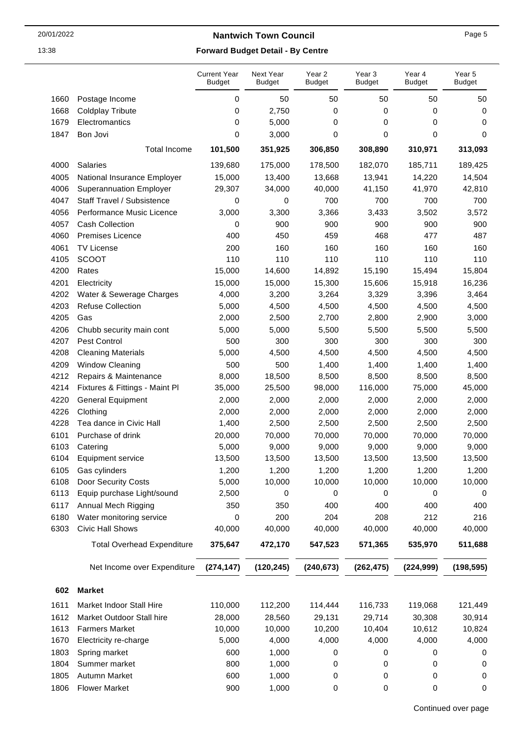| | | Current Year Budget | Next Year Budget | Year 2 Budget | Year 3 Budget | Year 4 Budget | Year 5 Budget |
|---|---|---|---|---|---|---|---|
| 1660 | Postage Income | 0 | 50 | 50 | 50 | 50 | 50 |
| 1668 | Coldplay Tribute | 0 | 2,750 | 0 | 0 | 0 | 0 |
| 1679 | Electromantics | 0 | 5,000 | 0 | 0 | 0 | 0 |
| 1847 | Bon Jovi | 0 | 3,000 | 0 | 0 | 0 | 0 |
| | **Total Income** | **101,500** | **351,925** | **306,850** | **308,890** | **310,971** | **313,093** |
| 4000 | Salaries | 139,680 | 175,000 | 178,500 | 182,070 | 185,711 | 189,425 |
| 4005 | National Insurance Employer | 15,000 | 13,400 | 13,668 | 13,941 | 14,220 | 14,504 |
| 4006 | Superannuation Employer | 29,307 | 34,000 | 40,000 | 41,150 | 41,970 | 42,810 |
| 4047 | Staff Travel / Subsistence | 0 | 0 | 700 | 700 | 700 | 700 |
| 4056 | Performance Music Licence | 3,000 | 3,300 | 3,366 | 3,433 | 3,502 | 3,572 |
| 4057 | Cash Collection | 0 | 900 | 900 | 900 | 900 | 900 |
| 4060 | Premises Licence | 400 | 450 | 459 | 468 | 477 | 487 |
| 4061 | TV License | 200 | 160 | 160 | 160 | 160 | 160 |
| 4105 | SCOOT | 110 | 110 | 110 | 110 | 110 | 110 |
| 4200 | Rates | 15,000 | 14,600 | 14,892 | 15,190 | 15,494 | 15,804 |
| 4201 | Electricity | 15,000 | 15,000 | 15,300 | 15,606 | 15,918 | 16,236 |
| 4202 | Water & Sewerage Charges | 4,000 | 3,200 | 3,264 | 3,329 | 3,396 | 3,464 |
| 4203 | Refuse Collection | 5,000 | 4,500 | 4,500 | 4,500 | 4,500 | 4,500 |
| 4205 | Gas | 2,000 | 2,500 | 2,700 | 2,800 | 2,900 | 3,000 |
| 4206 | Chubb security main cont | 5,000 | 5,000 | 5,500 | 5,500 | 5,500 | 5,500 |
| 4207 | Pest Control | 500 | 300 | 300 | 300 | 300 | 300 |
| 4208 | Cleaning Materials | 5,000 | 4,500 | 4,500 | 4,500 | 4,500 | 4,500 |
| 4209 | Window Cleaning | 500 | 500 | 1,400 | 1,400 | 1,400 | 1,400 |
| 4212 | Repairs & Maintenance | 8,000 | 18,500 | 8,500 | 8,500 | 8,500 | 8,500 |
| 4214 | Fixtures & Fittings - Maint Pl | 35,000 | 25,500 | 98,000 | 116,000 | 75,000 | 45,000 |
| 4220 | General Equipment | 2,000 | 2,000 | 2,000 | 2,000 | 2,000 | 2,000 |
| 4226 | Clothing | 2,000 | 2,000 | 2,000 | 2,000 | 2,000 | 2,000 |
| 4228 | Tea dance in Civic Hall | 1,400 | 2,500 | 2,500 | 2,500 | 2,500 | 2,500 |
| 6101 | Purchase of drink | 20,000 | 70,000 | 70,000 | 70,000 | 70,000 | 70,000 |
| 6103 | Catering | 5,000 | 9,000 | 9,000 | 9,000 | 9,000 | 9,000 |
| 6104 | Equipment service | 13,500 | 13,500 | 13,500 | 13,500 | 13,500 | 13,500 |
| 6105 | Gas cylinders | 1,200 | 1,200 | 1,200 | 1,200 | 1,200 | 1,200 |
| 6108 | Door Security Costs | 5,000 | 10,000 | 10,000 | 10,000 | 10,000 | 10,000 |
| 6113 | Equip purchase Light/sound | 2,500 | 0 | 0 | 0 | 0 | 0 |
| 6117 | Annual Mech Rigging | 350 | 350 | 400 | 400 | 400 | 400 |
| 6180 | Water monitoring service | 0 | 200 | 204 | 208 | 212 | 216 |
| 6303 | Civic Hall Shows | 40,000 | 40,000 | 40,000 | 40,000 | 40,000 | 40,000 |
| | **Total Overhead Expenditure** | **375,647** | **472,170** | **547,523** | **571,365** | **535,970** | **511,688** |
| | **Net Income over Expenditure** | **(274,147)** | **(120,245)** | **(240,673)** | **(262,475)** | **(224,999)** | **(198,595)** |
| **602** | **Market** | | | | | | |
| 1611 | Market Indoor Stall Hire | 110,000 | 112,200 | 114,444 | 116,733 | 119,068 | 121,449 |
| 1612 | Market Outdoor Stall hire | 28,000 | 28,560 | 29,131 | 29,714 | 30,308 | 30,914 |
| 1613 | Farmers Market | 10,000 | 10,000 | 10,200 | 10,404 | 10,612 | 10,824 |
| 1670 | Electricity re-charge | 5,000 | 4,000 | 4,000 | 4,000 | 4,000 | 4,000 |
| 1803 | Spring market | 600 | 1,000 | 0 | 0 | 0 | 0 |
| 1804 | Summer market | 800 | 1,000 | 0 | 0 | 0 | 0 |
| 1805 | Autumn Market | 600 | 1,000 | 0 | 0 | 0 | 0 |
| 1806 | Flower Market | 900 | 1,000 | 0 | 0 | 0 | 0 |

Continued over page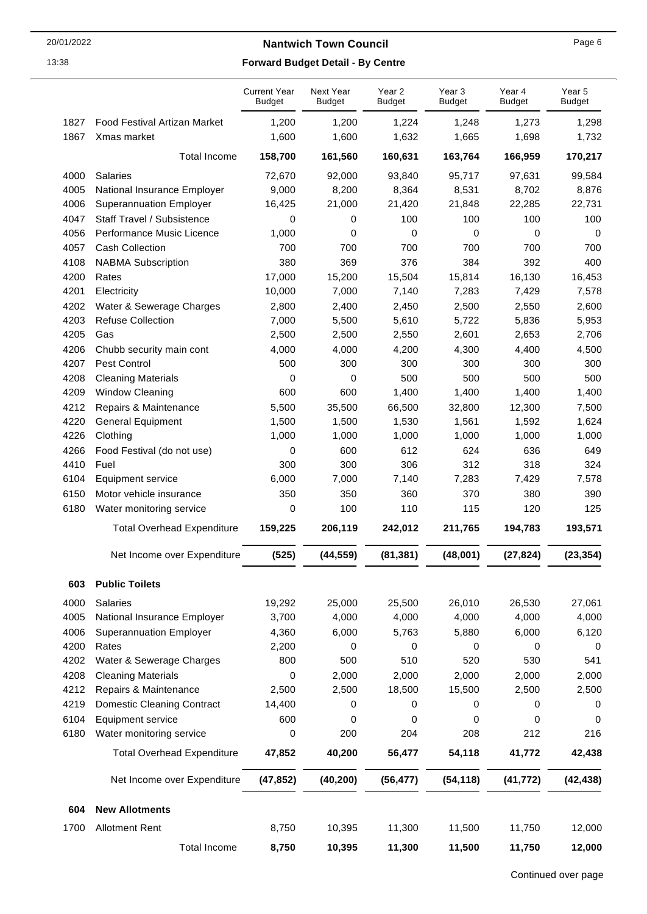| | | Current Year Budget | Next Year Budget | Year 2 Budget | Year 3 Budget | Year 4 Budget | Year 5 Budget |
|---|---|---|---|---|---|---|---|
| 1827 | Food Festival Artizan Market | 1,200 | 1,200 | 1,224 | 1,248 | 1,273 | 1,298 |
| 1867 | Xmas market | 1,600 | 1,600 | 1,632 | 1,665 | 1,698 | 1,732 |
| | **Total Income** | **158,700** | **161,560** | **160,631** | **163,764** | **166,959** | **170,217** |
| 4000 | Salaries | 72,670 | 92,000 | 93,840 | 95,717 | 97,631 | 99,584 |
| 4005 | National Insurance Employer | 9,000 | 8,200 | 8,364 | 8,531 | 8,702 | 8,876 |
| 4006 | Superannuation Employer | 16,425 | 21,000 | 21,420 | 21,848 | 22,285 | 22,731 |
| 4047 | Staff Travel / Subsistence | 0 | 0 | 100 | 100 | 100 | 100 |
| 4056 | Performance Music Licence | 1,000 | 0 | 0 | 0 | 0 | 0 |
| 4057 | Cash Collection | 700 | 700 | 700 | 700 | 700 | 700 |
| 4108 | NABMA Subscription | 380 | 369 | 376 | 384 | 392 | 400 |
| 4200 | Rates | 17,000 | 15,200 | 15,504 | 15,814 | 16,130 | 16,453 |
| 4201 | Electricity | 10,000 | 7,000 | 7,140 | 7,283 | 7,429 | 7,578 |
| 4202 | Water & Sewerage Charges | 2,800 | 2,400 | 2,450 | 2,500 | 2,550 | 2,600 |
| 4203 | Refuse Collection | 7,000 | 5,500 | 5,610 | 5,722 | 5,836 | 5,953 |
| 4205 | Gas | 2,500 | 2,500 | 2,550 | 2,601 | 2,653 | 2,706 |
| 4206 | Chubb security main cont | 4,000 | 4,000 | 4,200 | 4,300 | 4,400 | 4,500 |
| 4207 | Pest Control | 500 | 300 | 300 | 300 | 300 | 300 |
| 4208 | Cleaning Materials | 0 | 0 | 500 | 500 | 500 | 500 |
| 4209 | Window Cleaning | 600 | 600 | 1,400 | 1,400 | 1,400 | 1,400 |
| 4212 | Repairs & Maintenance | 5,500 | 35,500 | 66,500 | 32,800 | 12,300 | 7,500 |
| 4220 | General Equipment | 1,500 | 1,500 | 1,530 | 1,561 | 1,592 | 1,624 |
| 4226 | Clothing | 1,000 | 1,000 | 1,000 | 1,000 | 1,000 | 1,000 |
| 4266 | Food Festival (do not use) | 0 | 600 | 612 | 624 | 636 | 649 |
| 4410 | Fuel | 300 | 300 | 306 | 312 | 318 | 324 |
| 6104 | Equipment service | 6,000 | 7,000 | 7,140 | 7,283 | 7,429 | 7,578 |
| 6150 | Motor vehicle insurance | 350 | 350 | 360 | 370 | 380 | 390 |
| 6180 | Water monitoring service | 0 | 100 | 110 | 115 | 120 | 125 |
| | **Total Overhead Expenditure** | **159,225** | **206,119** | **242,012** | **211,765** | **194,783** | **193,571** |
| | Net Income over Expenditure | **(525)** | **(44,559)** | **(81,381)** | **(48,001)** | **(27,824)** | **(23,354)** |
| **603** | **Public Toilets** | | | | | | |
| 4000 | Salaries | 19,292 | 25,000 | 25,500 | 26,010 | 26,530 | 27,061 |
| 4005 | National Insurance Employer | 3,700 | 4,000 | 4,000 | 4,000 | 4,000 | 4,000 |
| 4006 | Superannuation Employer | 4,360 | 6,000 | 5,763 | 5,880 | 6,000 | 6,120 |
| 4200 | Rates | 2,200 | 0 | 0 | 0 | 0 | 0 |
| 4202 | Water & Sewerage Charges | 800 | 500 | 510 | 520 | 530 | 541 |
| 4208 | Cleaning Materials | 0 | 2,000 | 2,000 | 2,000 | 2,000 | 2,000 |
| 4212 | Repairs & Maintenance | 2,500 | 2,500 | 18,500 | 15,500 | 2,500 | 2,500 |
| 4219 | Domestic Cleaning Contract | 14,400 | 0 | 0 | 0 | 0 | 0 |
| 6104 | Equipment service | 600 | 0 | 0 | 0 | 0 | 0 |
| 6180 | Water monitoring service | 0 | 200 | 204 | 208 | 212 | 216 |
| | **Total Overhead Expenditure** | **47,852** | **40,200** | **56,477** | **54,118** | **41,772** | **42,438** |
| | Net Income over Expenditure | **(47,852)** | **(40,200)** | **(56,477)** | **(54,118)** | **(41,772)** | **(42,438)** |
| **604** | **New Allotments** | | | | | | |
| 1700 | Allotment Rent | 8,750 | 10,395 | 11,300 | 11,500 | 11,750 | 12,000 |
| | **Total Income** | **8,750** | **10,395** | **11,300** | **11,500** | **11,750** | **12,000** |

Continued over page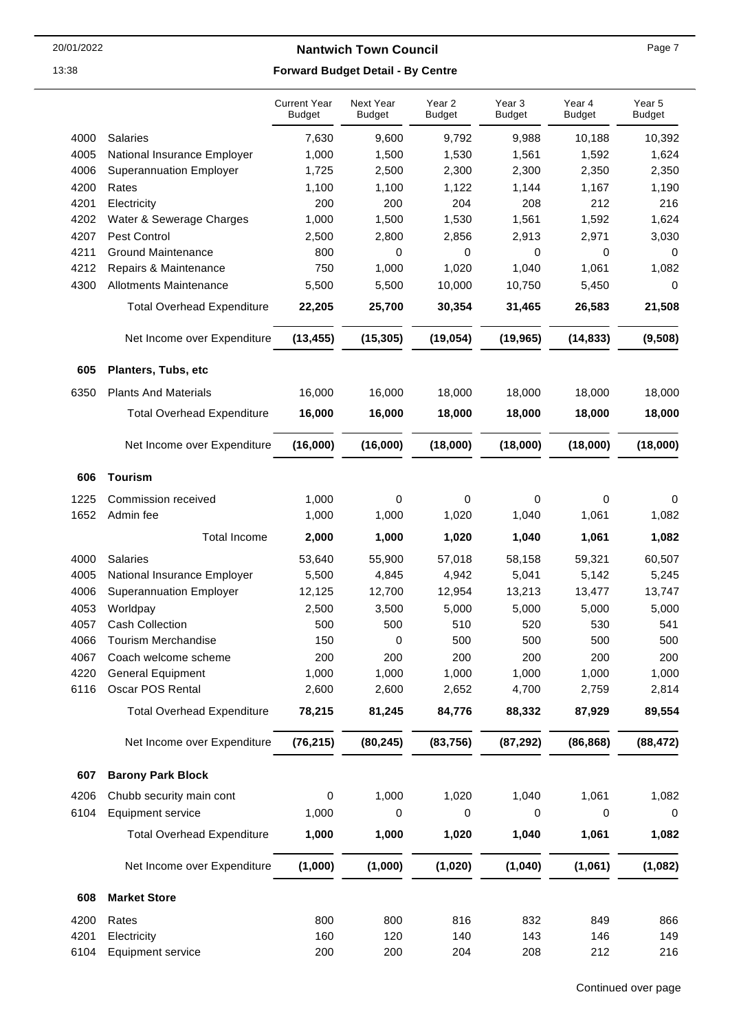# Nantwich Town Council

## Forward Budget Detail - By Centre

| | | Current Year Budget | Next Year Budget | Year 2 Budget | Year 3 Budget | Year 4 Budget | Year 5 Budget |
|---|---|---|---|---|---|---|---|
| 4000 | Salaries | 7,630 | 9,600 | 9,792 | 9,988 | 10,188 | 10,392 |
| 4005 | National Insurance Employer | 1,000 | 1,500 | 1,530 | 1,561 | 1,592 | 1,624 |
| 4006 | Superannuation Employer | 1,725 | 2,500 | 2,300 | 2,300 | 2,350 | 2,350 |
| 4200 | Rates | 1,100 | 1,100 | 1,122 | 1,144 | 1,167 | 1,190 |
| 4201 | Electricity | 200 | 200 | 204 | 208 | 212 | 216 |
| 4202 | Water & Sewerage Charges | 1,000 | 1,500 | 1,530 | 1,561 | 1,592 | 1,624 |
| 4207 | Pest Control | 2,500 | 2,800 | 2,856 | 2,913 | 2,971 | 3,030 |
| 4211 | Ground Maintenance | 800 | 0 | 0 | 0 | 0 | 0 |
| 4212 | Repairs & Maintenance | 750 | 1,000 | 1,020 | 1,040 | 1,061 | 1,082 |
| 4300 | Allotments Maintenance | 5,500 | 5,500 | 10,000 | 10,750 | 5,450 | 0 |
| | Total Overhead Expenditure | **22,205** | **25,700** | **30,354** | **31,465** | **26,583** | **21,508** |
| | Net Income over Expenditure | **(13,455)** | **(15,305)** | **(19,054)** | **(19,965)** | **(14,833)** | **(9,508)** |
| **605** | **Planters, Tubs, etc** | | | | | | |
| 6350 | Plants And Materials | 16,000 | 16,000 | 18,000 | 18,000 | 18,000 | 18,000 |
| | Total Overhead Expenditure | **16,000** | **16,000** | **18,000** | **18,000** | **18,000** | **18,000** |
| | Net Income over Expenditure | **(16,000)** | **(16,000)** | **(18,000)** | **(18,000)** | **(18,000)** | **(18,000)** |
| **606** | **Tourism** | | | | | | |
| 1225 | Commission received | 1,000 | 0 | 0 | 0 | 0 | 0 |
| 1652 | Admin fee | 1,000 | 1,000 | 1,020 | 1,040 | 1,061 | 1,082 |
| | Total Income | **2,000** | **1,000** | **1,020** | **1,040** | **1,061** | **1,082** |
| 4000 | Salaries | 53,640 | 55,900 | 57,018 | 58,158 | 59,321 | 60,507 |
| 4005 | National Insurance Employer | 5,500 | 4,845 | 4,942 | 5,041 | 5,142 | 5,245 |
| 4006 | Superannuation Employer | 12,125 | 12,700 | 12,954 | 13,213 | 13,477 | 13,747 |
| 4053 | Worldpay | 2,500 | 3,500 | 5,000 | 5,000 | 5,000 | 5,000 |
| 4057 | Cash Collection | 500 | 500 | 510 | 520 | 530 | 541 |
| 4066 | Tourism Merchandise | 150 | 0 | 500 | 500 | 500 | 500 |
| 4067 | Coach welcome scheme | 200 | 200 | 200 | 200 | 200 | 200 |
| 4220 | General Equipment | 1,000 | 1,000 | 1,000 | 1,000 | 1,000 | 1,000 |
| 6116 | Oscar POS Rental | 2,600 | 2,600 | 2,652 | 4,700 | 2,759 | 2,814 |
| | Total Overhead Expenditure | **78,215** | **81,245** | **84,776** | **88,332** | **87,929** | **89,554** |
| | Net Income over Expenditure | **(76,215)** | **(80,245)** | **(83,756)** | **(87,292)** | **(86,868)** | **(88,472)** |
| **607** | **Barony Park Block** | | | | | | |
| 4206 | Chubb security main cont | 0 | 1,000 | 1,020 | 1,040 | 1,061 | 1,082 |
| 6104 | Equipment service | 1,000 | 0 | 0 | 0 | 0 | 0 |
| | Total Overhead Expenditure | **1,000** | **1,000** | **1,020** | **1,040** | **1,061** | **1,082** |
| | Net Income over Expenditure | **(1,000)** | **(1,000)** | **(1,020)** | **(1,040)** | **(1,061)** | **(1,082)** |
| **608** | **Market Store** | | | | | | |
| 4200 | Rates | 800 | 800 | 816 | 832 | 849 | 866 |
| 4201 | Electricity | 160 | 120 | 140 | 143 | 146 | 149 |
| 6104 | Equipment service | 200 | 200 | 204 | 208 | 212 | 216 |

Continued over page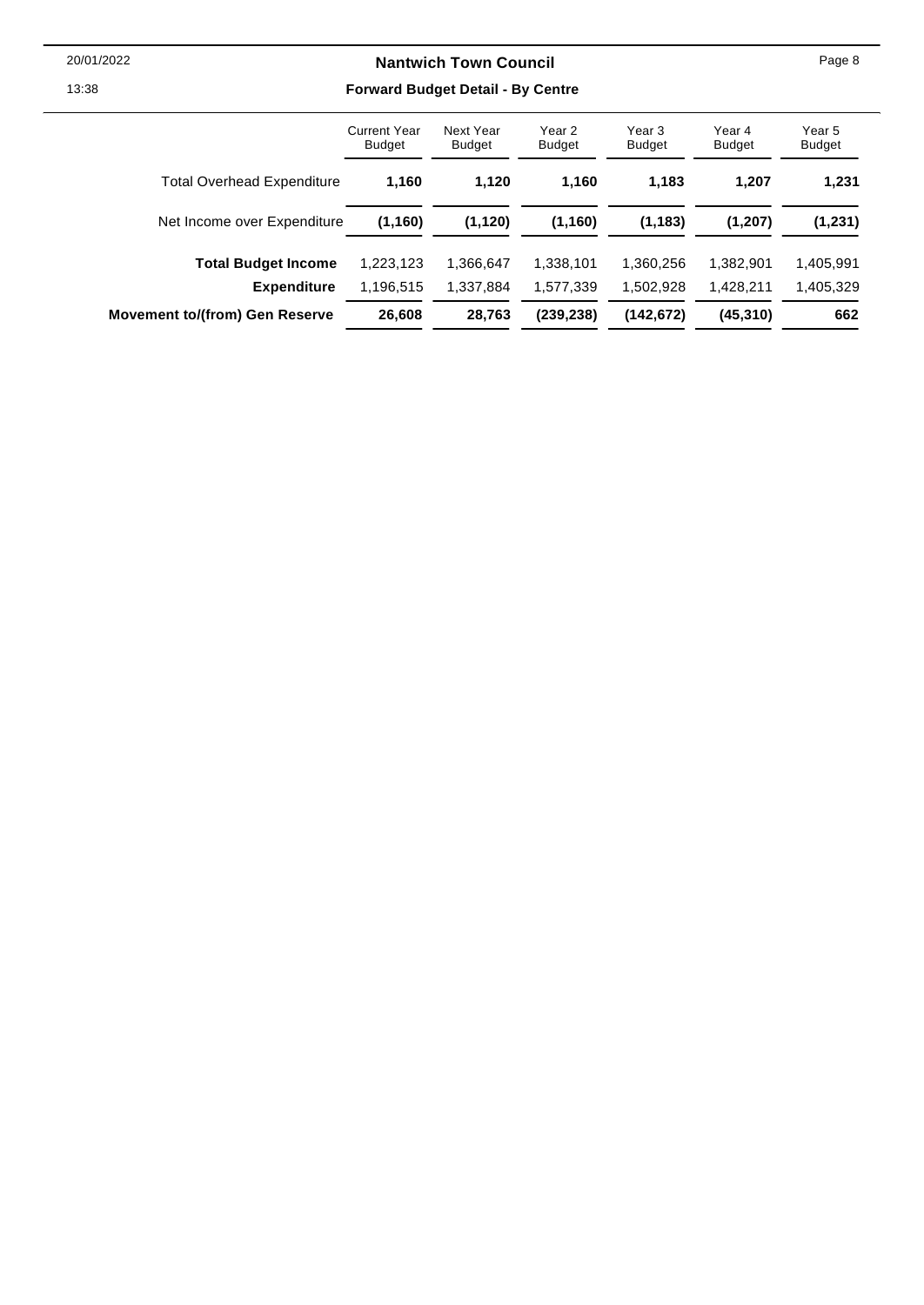# Nantwich Town Council

## Forward Budget Detail - By Centre

| | Current Year Budget | Next Year Budget | Year 2 Budget | Year 3 Budget | Year 4 Budget | Year 5 Budget |
|---|---|---|---|---|---|---|
| Total Overhead Expenditure | **1,160** | **1,120** | **1,160** | **1,183** | **1,207** | **1,231** |
| Net Income over Expenditure | **(1,160)** | **(1,120)** | **(1,160)** | **(1,183)** | **(1,207)** | **(1,231)** |
| **Total Budget Income** | 1,223,123 | 1,366,647 | 1,338,101 | 1,360,256 | 1,382,901 | 1,405,991 |
| **Expenditure** | 1,196,515 | 1,337,884 | 1,577,339 | 1,502,928 | 1,428,211 | 1,405,329 |
| **Movement to/(from) Gen Reserve** | **26,608** | **28,763** | **(239,238)** | **(142,672)** | **(45,310)** | **662** |